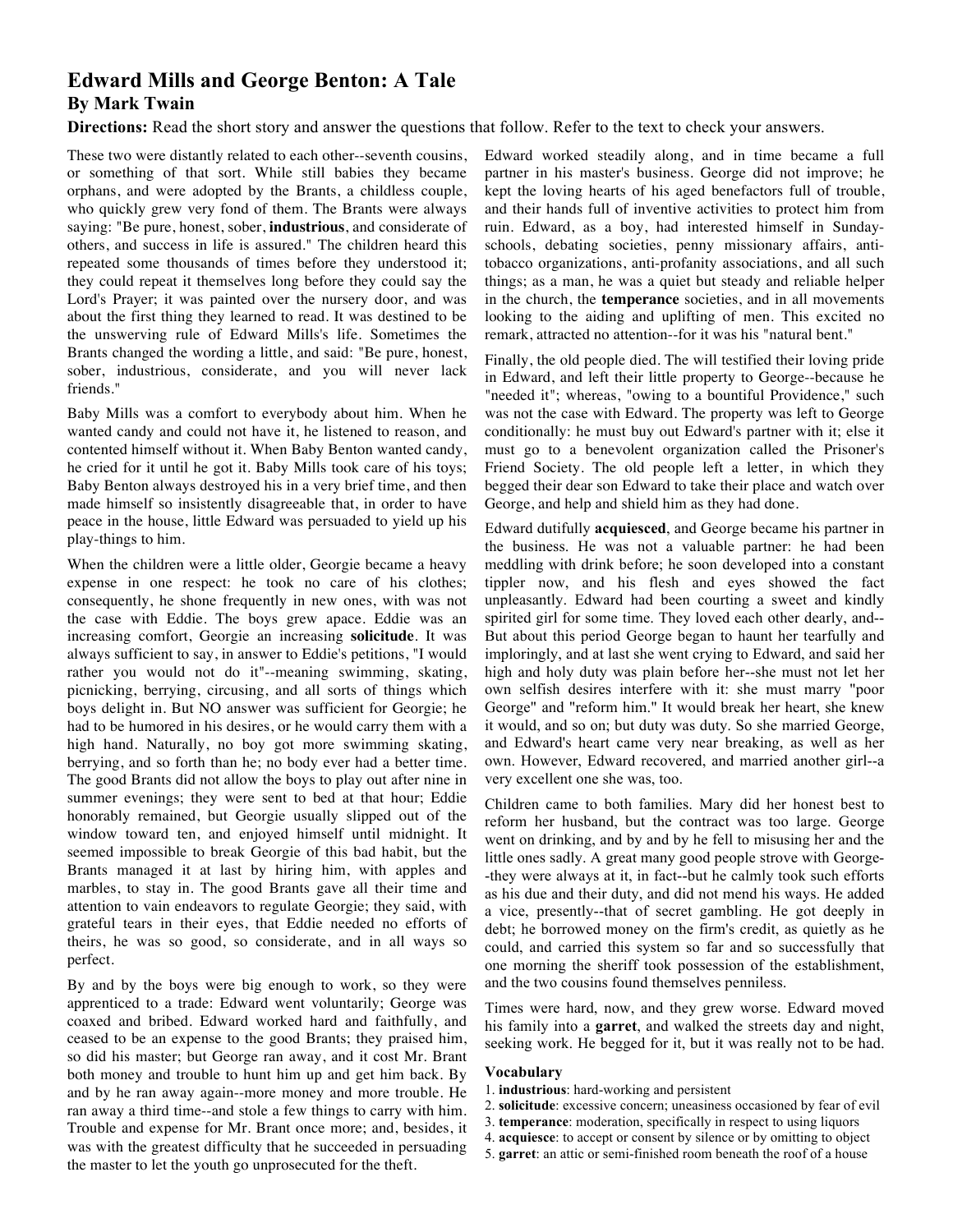# Edward Mills and George Benton: A Tale

## By Mark Twain

**Directions:** Read the short story and answer the questions that follow. Refer to the text to check your answers.

These two were distantly related to each other--seventh cousins, or something of that sort. While still babies they became orphans, and were adopted by the Brants, a childless couple, who quickly grew very fond of them. The Brants were always saying: "Be pure, honest, sober, **industrious**, and considerate of others, and success in life is assured." The children heard this repeated some thousands of times before they understood it; they could repeat it themselves long before they could say the Lord's Prayer; it was painted over the nursery door, and was about the first thing they learned to read. It was destined to be the unswerving rule of Edward Mills's life. Sometimes the Brants changed the wording a little, and said: "Be pure, honest, sober, industrious, considerate, and you will never lack friends."

Baby Mills was a comfort to everybody about him. When he wanted candy and could not have it, he listened to reason, and contented himself without it. When Baby Benton wanted candy, he cried for it until he got it. Baby Mills took care of his toys; Baby Benton always destroyed his in a very brief time, and then made himself so insistently disagreeable that, in order to have peace in the house, little Edward was persuaded to yield up his play-things to him.

When the children were a little older, Georgie became a heavy expense in one respect: he took no care of his clothes; consequently, he shone frequently in new ones, with was not the case with Eddie. The boys grew apace. Eddie was an increasing comfort, Georgie an increasing **solicitude**. It was always sufficient to say, in answer to Eddie's petitions, "I would rather you would not do it"--meaning swimming, skating, picnicking, berrying, circusing, and all sorts of things which boys delight in. But NO answer was sufficient for Georgie; he had to be humored in his desires, or he would carry them with a high hand. Naturally, no boy got more swimming skating, berrying, and so forth than he; no body ever had a better time. The good Brants did not allow the boys to play out after nine in summer evenings; they were sent to bed at that hour; Eddie honorably remained, but Georgie usually slipped out of the window toward ten, and enjoyed himself until midnight. It seemed impossible to break Georgie of this bad habit, but the Brants managed it at last by hiring him, with apples and marbles, to stay in. The good Brants gave all their time and attention to vain endeavors to regulate Georgie; they said, with grateful tears in their eyes, that Eddie needed no efforts of theirs, he was so good, so considerate, and in all ways so perfect.

By and by the boys were big enough to work, so they were apprenticed to a trade: Edward went voluntarily; George was coaxed and bribed. Edward worked hard and faithfully, and ceased to be an expense to the good Brants; they praised him, so did his master; but George ran away, and it cost Mr. Brant both money and trouble to hunt him up and get him back. By and by he ran away again--more money and more trouble. He ran away a third time--and stole a few things to carry with him. Trouble and expense for Mr. Brant once more; and, besides, it was with the greatest difficulty that he succeeded in persuading the master to let the youth go unprosecuted for the theft.

Edward worked steadily along, and in time became a full partner in his master's business. George did not improve; he kept the loving hearts of his aged benefactors full of trouble, and their hands full of inventive activities to protect him from ruin. Edward, as a boy, had interested himself in Sunday-schools, debating societies, penny missionary affairs, anti-tobacco organizations, anti-profanity associations, and all such things; as a man, he was a quiet but steady and reliable helper in the church, the **temperance** societies, and in all movements looking to the aiding and uplifting of men. This excited no remark, attracted no attention--for it was his "natural bent."

Finally, the old people died. The will testified their loving pride in Edward, and left their little property to George--because he "needed it"; whereas, "owing to a bountiful Providence," such was not the case with Edward. The property was left to George conditionally: he must buy out Edward's partner with it; else it must go to a benevolent organization called the Prisoner's Friend Society. The old people left a letter, in which they begged their dear son Edward to take their place and watch over George, and help and shield him as they had done.

Edward dutifully **acquiesced**, and George became his partner in the business. He was not a valuable partner: he had been meddling with drink before; he soon developed into a constant tippler now, and his flesh and eyes showed the fact unpleasantly. Edward had been courting a sweet and kindly spirited girl for some time. They loved each other dearly, and-- But about this period George began to haunt her tearfully and imploringly, and at last she went crying to Edward, and said her high and holy duty was plain before her--she must not let her own selfish desires interfere with it: she must marry "poor George" and "reform him." It would break her heart, she knew it would, and so on; but duty was duty. So she married George, and Edward's heart came very near breaking, as well as her own. However, Edward recovered, and married another girl--a very excellent one she was, too.

Children came to both families. Mary did her honest best to reform her husband, but the contract was too large. George went on drinking, and by and by he fell to misusing her and the little ones sadly. A great many good people strove with George--they were always at it, in fact--but he calmly took such efforts as his due and their duty, and did not mend his ways. He added a vice, presently--that of secret gambling. He got deeply in debt; he borrowed money on the firm's credit, as quietly as he could, and carried this system so far and so successfully that one morning the sheriff took possession of the establishment, and the two cousins found themselves penniless.

Times were hard, now, and they grew worse. Edward moved his family into a **garret**, and walked the streets day and night, seeking work. He begged for it, but it was really not to be had.

**Vocabulary**

1. **industrious**: hard-working and persistent
2. **solicitude**: excessive concern; uneasiness occasioned by fear of evil
3. **temperance**: moderation, specifically in respect to using liquors
4. **acquiesce**: to accept or consent by silence or by omitting to object
5. **garret**: an attic or semi-finished room beneath the roof of a house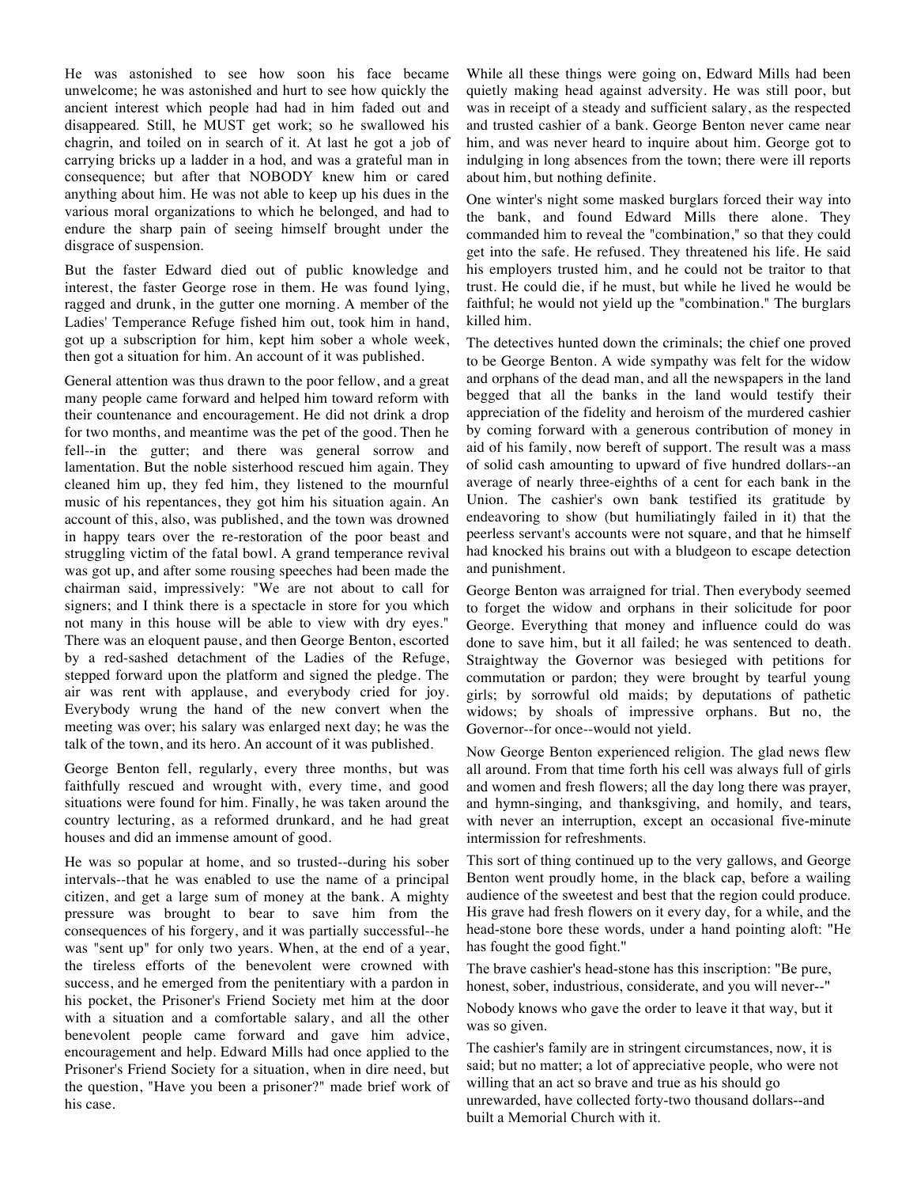He was astonished to see how soon his face became unwelcome; he was astonished and hurt to see how quickly the ancient interest which people had had in him faded out and disappeared. Still, he MUST get work; so he swallowed his chagrin, and toiled on in search of it. At last he got a job of carrying bricks up a ladder in a hod, and was a grateful man in consequence; but after that NOBODY knew him or cared anything about him. He was not able to keep up his dues in the various moral organizations to which he belonged, and had to endure the sharp pain of seeing himself brought under the disgrace of suspension.

But the faster Edward died out of public knowledge and interest, the faster George rose in them. He was found lying, ragged and drunk, in the gutter one morning. A member of the Ladies' Temperance Refuge fished him out, took him in hand, got up a subscription for him, kept him sober a whole week, then got a situation for him. An account of it was published.

General attention was thus drawn to the poor fellow, and a great many people came forward and helped him toward reform with their countenance and encouragement. He did not drink a drop for two months, and meantime was the pet of the good. Then he fell--in the gutter; and there was general sorrow and lamentation. But the noble sisterhood rescued him again. They cleaned him up, they fed him, they listened to the mournful music of his repentances, they got him his situation again. An account of this, also, was published, and the town was drowned in happy tears over the re-restoration of the poor beast and struggling victim of the fatal bowl. A grand temperance revival was got up, and after some rousing speeches had been made the chairman said, impressively: "We are not about to call for signers; and I think there is a spectacle in store for you which not many in this house will be able to view with dry eyes." There was an eloquent pause, and then George Benton, escorted by a red-sashed detachment of the Ladies of the Refuge, stepped forward upon the platform and signed the pledge. The air was rent with applause, and everybody cried for joy. Everybody wrung the hand of the new convert when the meeting was over; his salary was enlarged next day; he was the talk of the town, and its hero. An account of it was published.

George Benton fell, regularly, every three months, but was faithfully rescued and wrought with, every time, and good situations were found for him. Finally, he was taken around the country lecturing, as a reformed drunkard, and he had great houses and did an immense amount of good.

He was so popular at home, and so trusted--during his sober intervals--that he was enabled to use the name of a principal citizen, and get a large sum of money at the bank. A mighty pressure was brought to bear to save him from the consequences of his forgery, and it was partially successful--he was "sent up" for only two years. When, at the end of a year, the tireless efforts of the benevolent were crowned with success, and he emerged from the penitentiary with a pardon in his pocket, the Prisoner's Friend Society met him at the door with a situation and a comfortable salary, and all the other benevolent people came forward and gave him advice, encouragement and help. Edward Mills had once applied to the Prisoner's Friend Society for a situation, when in dire need, but the question, "Have you been a prisoner?" made brief work of his case.

While all these things were going on, Edward Mills had been quietly making head against adversity. He was still poor, but was in receipt of a steady and sufficient salary, as the respected and trusted cashier of a bank. George Benton never came near him, and was never heard to inquire about him. George got to indulging in long absences from the town; there were ill reports about him, but nothing definite.

One winter's night some masked burglars forced their way into the bank, and found Edward Mills there alone. They commanded him to reveal the "combination," so that they could get into the safe. He refused. They threatened his life. He said his employers trusted him, and he could not be traitor to that trust. He could die, if he must, but while he lived he would be faithful; he would not yield up the "combination." The burglars killed him.

The detectives hunted down the criminals; the chief one proved to be George Benton. A wide sympathy was felt for the widow and orphans of the dead man, and all the newspapers in the land begged that all the banks in the land would testify their appreciation of the fidelity and heroism of the murdered cashier by coming forward with a generous contribution of money in aid of his family, now bereft of support. The result was a mass of solid cash amounting to upward of five hundred dollars--an average of nearly three-eighths of a cent for each bank in the Union. The cashier's own bank testified its gratitude by endeavoring to show (but humiliatingly failed in it) that the peerless servant's accounts were not square, and that he himself had knocked his brains out with a bludgeon to escape detection and punishment.

George Benton was arraigned for trial. Then everybody seemed to forget the widow and orphans in their solicitude for poor George. Everything that money and influence could do was done to save him, but it all failed; he was sentenced to death. Straightway the Governor was besieged with petitions for commutation or pardon; they were brought by tearful young girls; by sorrowful old maids; by deputations of pathetic widows; by shoals of impressive orphans. But no, the Governor--for once--would not yield.

Now George Benton experienced religion. The glad news flew all around. From that time forth his cell was always full of girls and women and fresh flowers; all the day long there was prayer, and hymn-singing, and thanksgiving, and homily, and tears, with never an interruption, except an occasional five-minute intermission for refreshments.

This sort of thing continued up to the very gallows, and George Benton went proudly home, in the black cap, before a wailing audience of the sweetest and best that the region could produce. His grave had fresh flowers on it every day, for a while, and the head-stone bore these words, under a hand pointing aloft: "He has fought the good fight."

The brave cashier's head-stone has this inscription: "Be pure, honest, sober, industrious, considerate, and you will never--"

Nobody knows who gave the order to leave it that way, but it was so given.

The cashier's family are in stringent circumstances, now, it is said; but no matter; a lot of appreciative people, who were not willing that an act so brave and true as his should go unrewarded, have collected forty-two thousand dollars--and built a Memorial Church with it.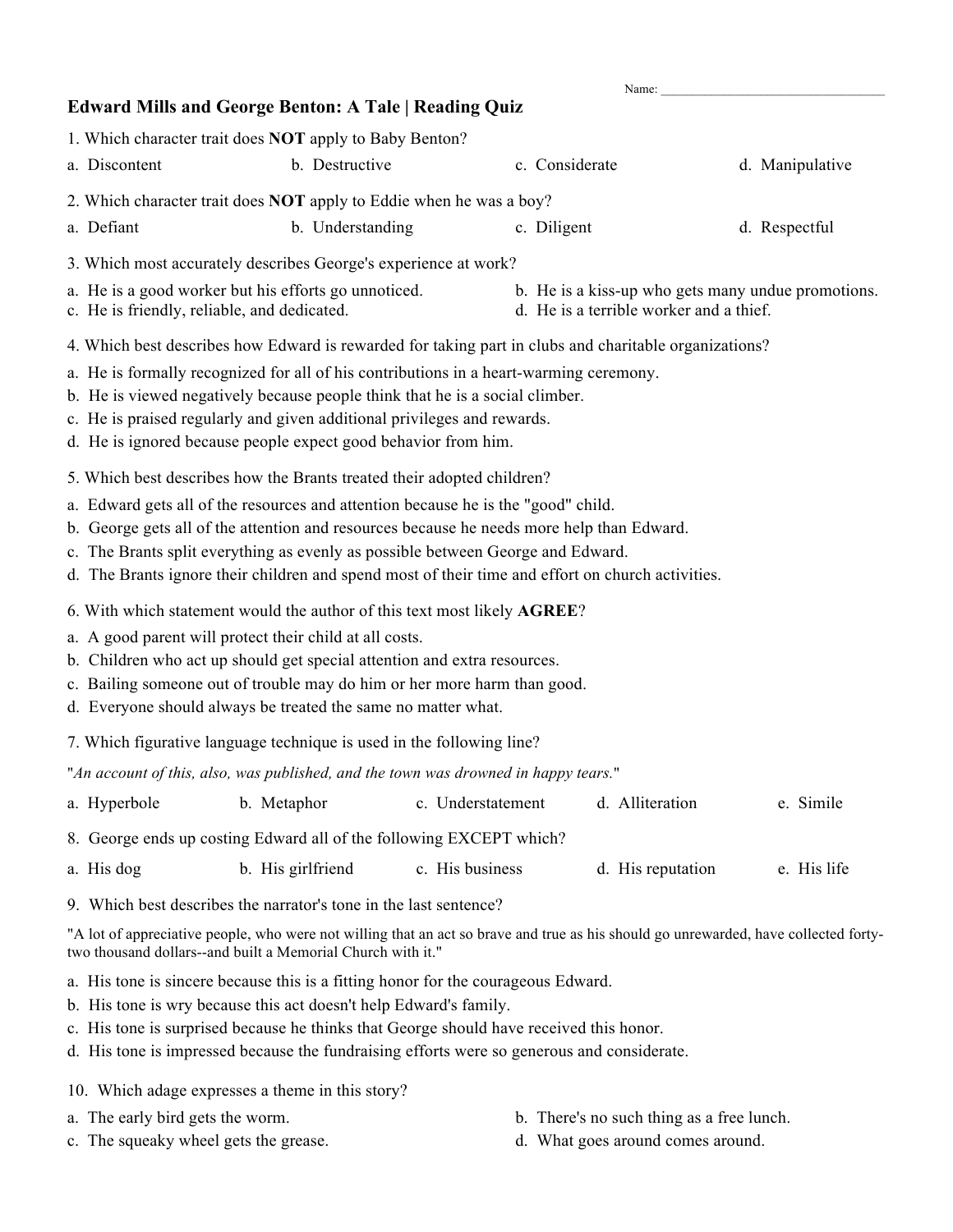Name: ___________________________________

## Edward Mills and George Benton: A Tale | Reading Quiz

1. Which character trait does **NOT** apply to Baby Benton?

a. Discontent  b. Destructive  c. Considerate  d. Manipulative

2. Which character trait does **NOT** apply to Eddie when he was a boy?

a. Defiant  b. Understanding  c. Diligent  d. Respectful

3. Which most accurately describes George's experience at work?

a. He is a good worker but his efforts go unnoticed.
b. He is a kiss-up who gets many undue promotions.
c. He is friendly, reliable, and dedicated.
d. He is a terrible worker and a thief.

4. Which best describes how Edward is rewarded for taking part in clubs and charitable organizations?

a. He is formally recognized for all of his contributions in a heart-warming ceremony.
b. He is viewed negatively because people think that he is a social climber.
c. He is praised regularly and given additional privileges and rewards.
d. He is ignored because people expect good behavior from him.

5. Which best describes how the Brants treated their adopted children?

a. Edward gets all of the resources and attention because he is the "good" child.
b. George gets all of the attention and resources because he needs more help than Edward.
c. The Brants split everything as evenly as possible between George and Edward.
d. The Brants ignore their children and spend most of their time and effort on church activities.

6. With which statement would the author of this text most likely **AGREE**?

a. A good parent will protect their child at all costs.
b. Children who act up should get special attention and extra resources.
c. Bailing someone out of trouble may do him or her more harm than good.
d. Everyone should always be treated the same no matter what.

7. Which figurative language technique is used in the following line?

"*An account of this, also, was published, and the town was drowned in happy tears.*"

a. Hyperbole  b. Metaphor  c. Understatement  d. Alliteration  e. Simile

8. George ends up costing Edward all of the following EXCEPT which?

a. His dog  b. His girlfriend  c. His business  d. His reputation  e. His life

9. Which best describes the narrator's tone in the last sentence?

"A lot of appreciative people, who were not willing that an act so brave and true as his should go unrewarded, have collected forty-two thousand dollars--and built a Memorial Church with it."

a. His tone is sincere because this is a fitting honor for the courageous Edward.
b. His tone is wry because this act doesn't help Edward's family.
c. His tone is surprised because he thinks that George should have received this honor.
d. His tone is impressed because the fundraising efforts were so generous and considerate.

10. Which adage expresses a theme in this story?

a. The early bird gets the worm.
b. There's no such thing as a free lunch.
c. The squeaky wheel gets the grease.
d. What goes around comes around.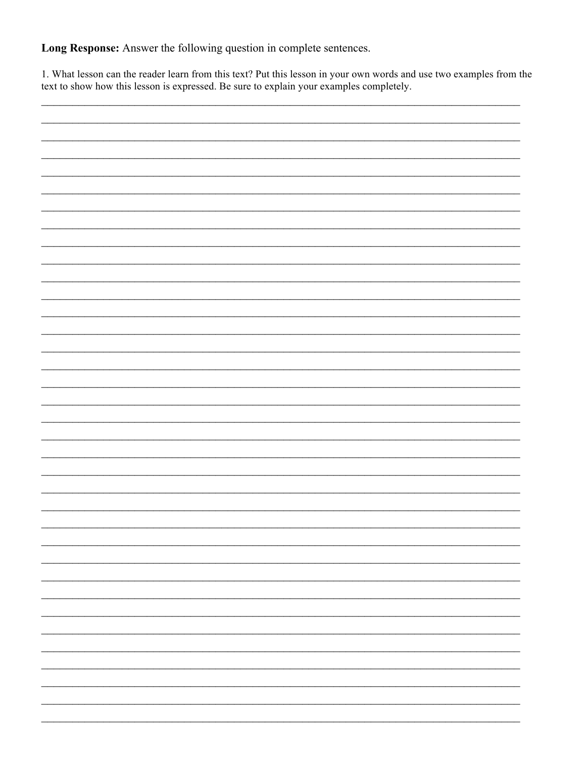**Long Response:** Answer the following question in complete sentences.

1. What lesson can the reader learn from this text? Put this lesson in your own words and use two examples from the text to show how this lesson is expressed. Be sure to explain your examples completely.